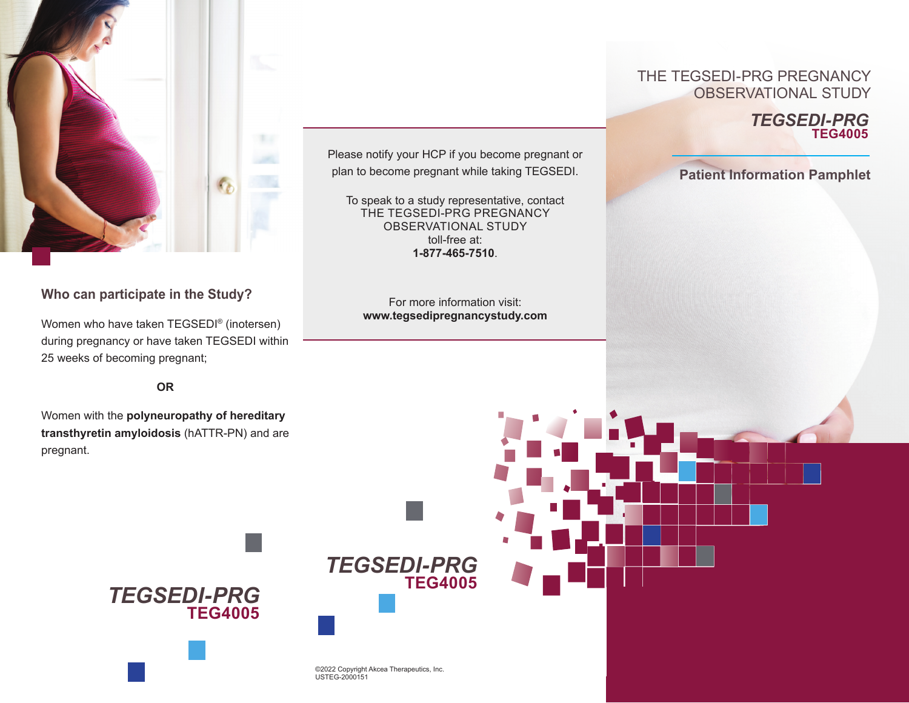# THE TEGSEDI-PRG PREGNANCY OBSERVATIONAL STUDY

***TEGSEDI-PRG***
**TEG4005**

**Patient Information Pamphlet**

## Who can participate in the Study?

Women who have taken TEGSEDI® (inotersen) during pregnancy or have taken TEGSEDI within 25 weeks of becoming pregnant;

**OR**

Women with the **polyneuropathy of hereditary transthyretin amyloidosis** (hATTR-PN) and are pregnant.

***TEGSEDI-PRG***
**TEG4005**

Please notify your HCP if you become pregnant or plan to become pregnant while taking TEGSEDI.

To speak to a study representative, contact THE TEGSEDI-PRG PREGNANCY OBSERVATIONAL STUDY toll-free at:
**1-877-465-7510**.

For more information visit:
**www.tegsedipregnancystudy.com**

***TEGSEDI-PRG***
**TEG4005**

©2022 Copyright Akcea Therapeutics, Inc.
USTEG-2000151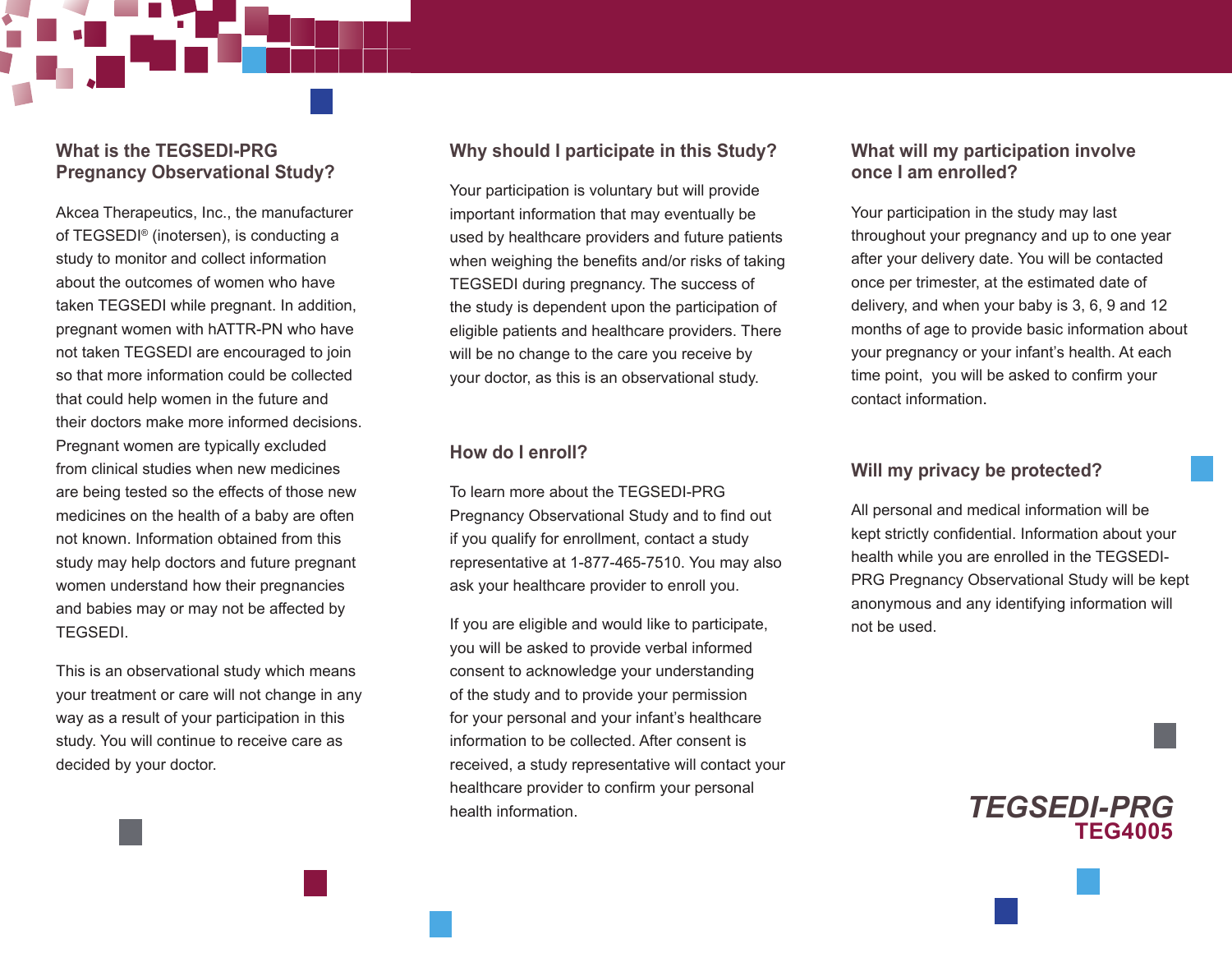## What is the TEGSEDI-PRG Pregnancy Observational Study?

Akcea Therapeutics, Inc., the manufacturer of TEGSEDI® (inotersen), is conducting a study to monitor and collect information about the outcomes of women who have taken TEGSEDI while pregnant. In addition, pregnant women with hATTR-PN who have not taken TEGSEDI are encouraged to join so that more information could be collected that could help women in the future and their doctors make more informed decisions. Pregnant women are typically excluded from clinical studies when new medicines are being tested so the effects of those new medicines on the health of a baby are often not known. Information obtained from this study may help doctors and future pregnant women understand how their pregnancies and babies may or may not be affected by TEGSEDI.

This is an observational study which means your treatment or care will not change in any way as a result of your participation in this study. You will continue to receive care as decided by your doctor.

## Why should I participate in this Study?

Your participation is voluntary but will provide important information that may eventually be used by healthcare providers and future patients when weighing the benefits and/or risks of taking TEGSEDI during pregnancy. The success of the study is dependent upon the participation of eligible patients and healthcare providers. There will be no change to the care you receive by your doctor, as this is an observational study.

## How do I enroll?

To learn more about the TEGSEDI-PRG Pregnancy Observational Study and to find out if you qualify for enrollment, contact a study representative at 1-877-465-7510. You may also ask your healthcare provider to enroll you.

If you are eligible and would like to participate, you will be asked to provide verbal informed consent to acknowledge your understanding of the study and to provide your permission for your personal and your infant's healthcare information to be collected. After consent is received, a study representative will contact your healthcare provider to confirm your personal health information.

## What will my participation involve once I am enrolled?

Your participation in the study may last throughout your pregnancy and up to one year after your delivery date. You will be contacted once per trimester, at the estimated date of delivery, and when your baby is 3, 6, 9 and 12 months of age to provide basic information about your pregnancy or your infant's health. At each time point, you will be asked to confirm your contact information.

## Will my privacy be protected?

All personal and medical information will be kept strictly confidential. Information about your health while you are enrolled in the TEGSEDI-PRG Pregnancy Observational Study will be kept anonymous and any identifying information will not be used.

***TEGSEDI-PRG***
**TEG4005**